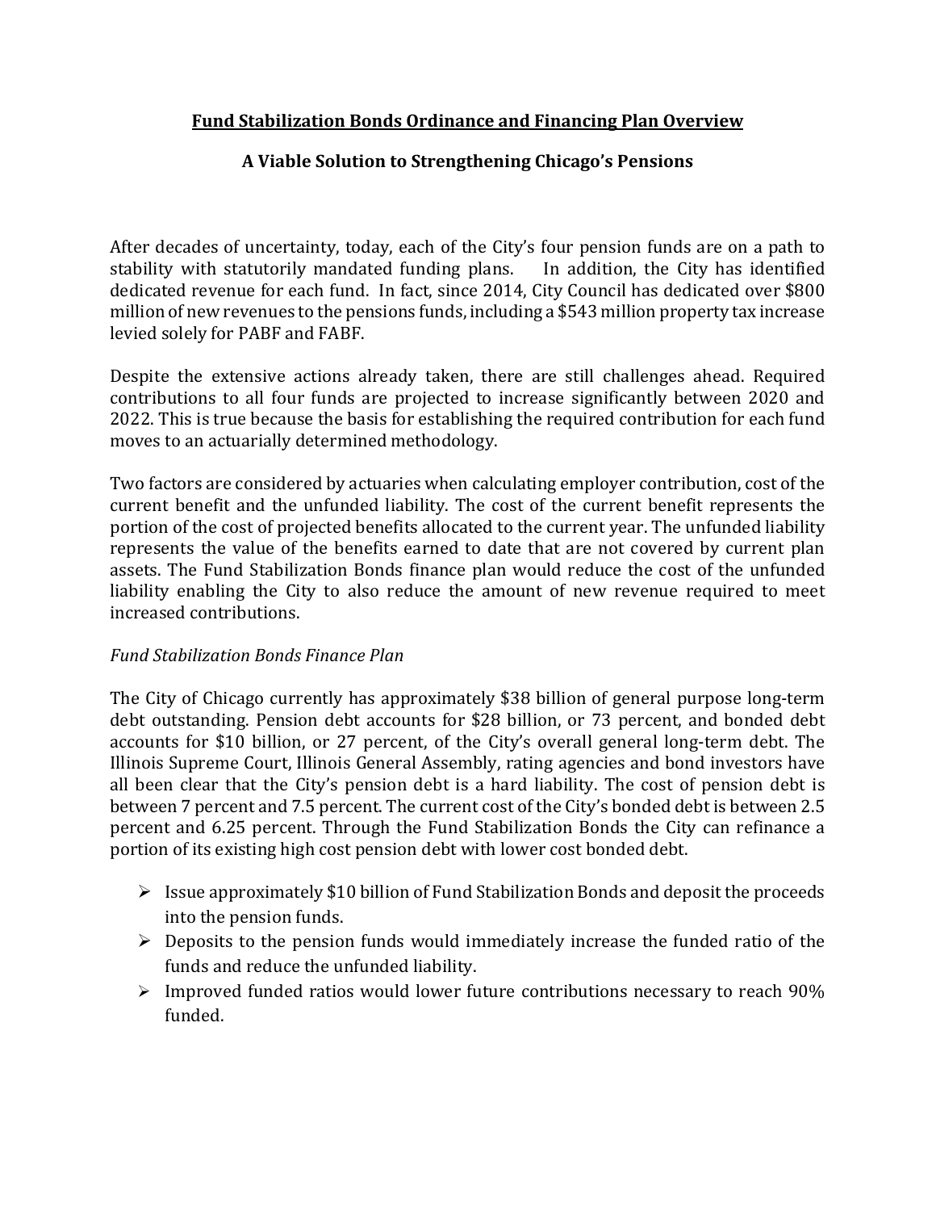# **Fund Stabilization Bonds Ordinance and Financing Plan Overview**

## A Viable Solution to Strengthening Chicago's Pensions

After decades of uncertainty, today, each of the City's four pension funds are on a path to stability with statutorily mandated funding plans. In addition, the City has identified dedicated revenue for each fund. In fact, since 2014, City Council has dedicated over $800 million of new revenues to the pensions funds, including a $543 million property tax increase levied solely for PABF and FABF.

Despite the extensive actions already taken, there are still challenges ahead. Required contributions to all four funds are projected to increase significantly between 2020 and 2022. This is true because the basis for establishing the required contribution for each fund moves to an actuarially determined methodology.

Two factors are considered by actuaries when calculating employer contribution, cost of the current benefit and the unfunded liability. The cost of the current benefit represents the portion of the cost of projected benefits allocated to the current year. The unfunded liability represents the value of the benefits earned to date that are not covered by current plan assets. The Fund Stabilization Bonds finance plan would reduce the cost of the unfunded liability enabling the City to also reduce the amount of new revenue required to meet increased contributions.

*Fund Stabilization Bonds Finance Plan*

The City of Chicago currently has approximately $38 billion of general purpose long-term debt outstanding. Pension debt accounts for $28 billion, or 73 percent, and bonded debt accounts for $10 billion, or 27 percent, of the City's overall general long-term debt. The Illinois Supreme Court, Illinois General Assembly, rating agencies and bond investors have all been clear that the City's pension debt is a hard liability. The cost of pension debt is between 7 percent and 7.5 percent. The current cost of the City's bonded debt is between 2.5 percent and 6.25 percent. Through the Fund Stabilization Bonds the City can refinance a portion of its existing high cost pension debt with lower cost bonded debt.

- Issue approximately $10 billion of Fund Stabilization Bonds and deposit the proceeds into the pension funds.
- Deposits to the pension funds would immediately increase the funded ratio of the funds and reduce the unfunded liability.
- Improved funded ratios would lower future contributions necessary to reach 90% funded.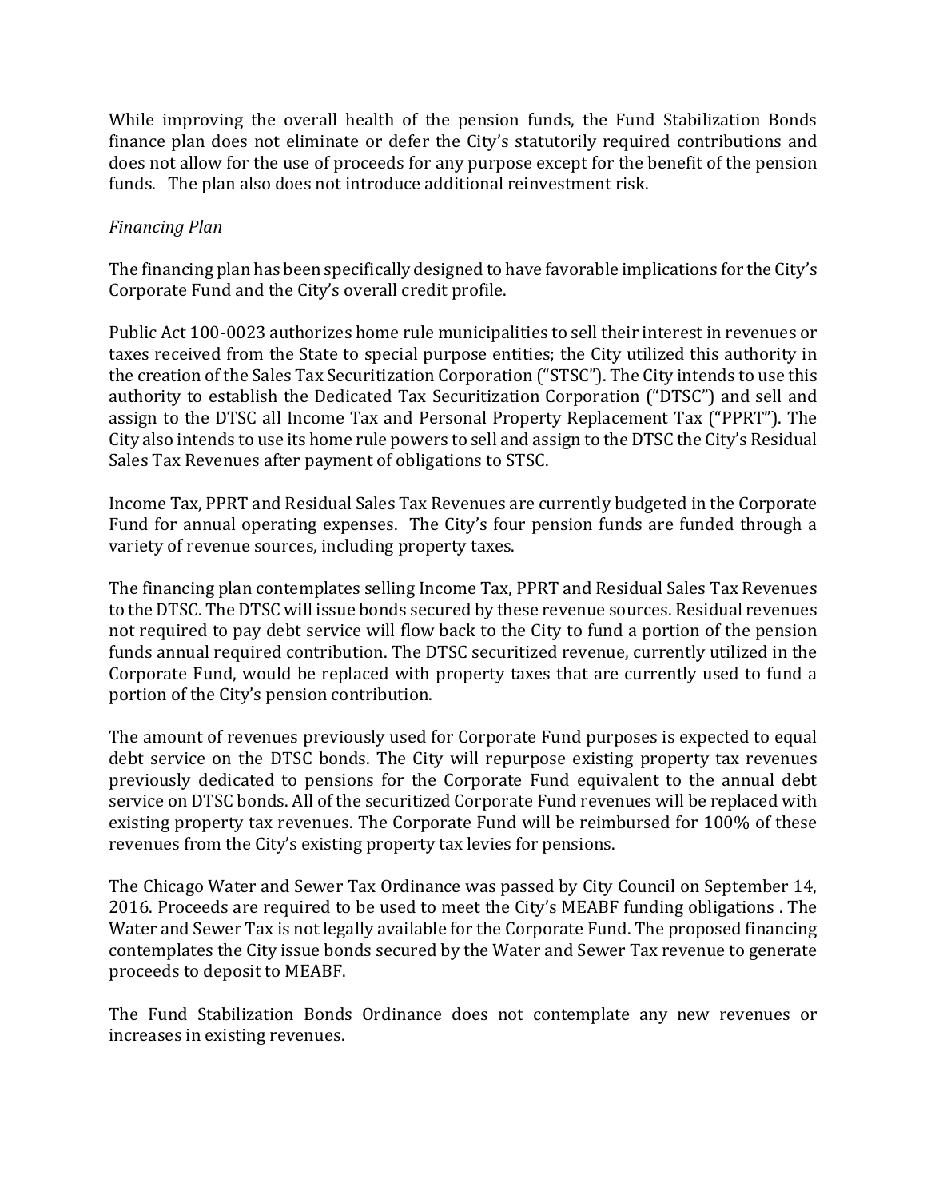While improving the overall health of the pension funds, the Fund Stabilization Bonds finance plan does not eliminate or defer the City's statutorily required contributions and does not allow for the use of proceeds for any purpose except for the benefit of the pension funds. The plan also does not introduce additional reinvestment risk.

*Financing Plan*

The financing plan has been specifically designed to have favorable implications for the City's Corporate Fund and the City's overall credit profile.

Public Act 100-0023 authorizes home rule municipalities to sell their interest in revenues or taxes received from the State to special purpose entities; the City utilized this authority in the creation of the Sales Tax Securitization Corporation ("STSC"). The City intends to use this authority to establish the Dedicated Tax Securitization Corporation ("DTSC") and sell and assign to the DTSC all Income Tax and Personal Property Replacement Tax ("PPRT"). The City also intends to use its home rule powers to sell and assign to the DTSC the City's Residual Sales Tax Revenues after payment of obligations to STSC.

Income Tax, PPRT and Residual Sales Tax Revenues are currently budgeted in the Corporate Fund for annual operating expenses. The City's four pension funds are funded through a variety of revenue sources, including property taxes.

The financing plan contemplates selling Income Tax, PPRT and Residual Sales Tax Revenues to the DTSC. The DTSC will issue bonds secured by these revenue sources. Residual revenues not required to pay debt service will flow back to the City to fund a portion of the pension funds annual required contribution. The DTSC securitized revenue, currently utilized in the Corporate Fund, would be replaced with property taxes that are currently used to fund a portion of the City's pension contribution.

The amount of revenues previously used for Corporate Fund purposes is expected to equal debt service on the DTSC bonds. The City will repurpose existing property tax revenues previously dedicated to pensions for the Corporate Fund equivalent to the annual debt service on DTSC bonds. All of the securitized Corporate Fund revenues will be replaced with existing property tax revenues. The Corporate Fund will be reimbursed for 100% of these revenues from the City's existing property tax levies for pensions.

The Chicago Water and Sewer Tax Ordinance was passed by City Council on September 14, 2016. Proceeds are required to be used to meet the City's MEABF funding obligations . The Water and Sewer Tax is not legally available for the Corporate Fund. The proposed financing contemplates the City issue bonds secured by the Water and Sewer Tax revenue to generate proceeds to deposit to MEABF.

The Fund Stabilization Bonds Ordinance does not contemplate any new revenues or increases in existing revenues.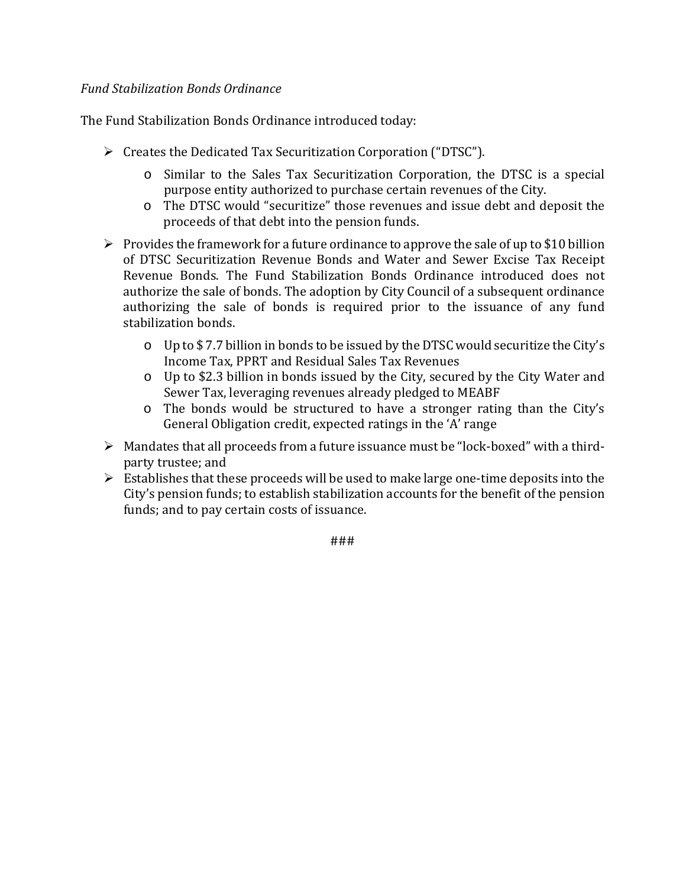*Fund Stabilization Bonds Ordinance*

The Fund Stabilization Bonds Ordinance introduced today:

- Creates the Dedicated Tax Securitization Corporation ("DTSC").
  - Similar to the Sales Tax Securitization Corporation, the DTSC is a special purpose entity authorized to purchase certain revenues of the City.
  - The DTSC would "securitize" those revenues and issue debt and deposit the proceeds of that debt into the pension funds.
- Provides the framework for a future ordinance to approve the sale of up to $10 billion of DTSC Securitization Revenue Bonds and Water and Sewer Excise Tax Receipt Revenue Bonds. The Fund Stabilization Bonds Ordinance introduced does not authorize the sale of bonds. The adoption by City Council of a subsequent ordinance authorizing the sale of bonds is required prior to the issuance of any fund stabilization bonds.
  - Up to $ 7.7 billion in bonds to be issued by the DTSC would securitize the City's Income Tax, PPRT and Residual Sales Tax Revenues
  - Up to $2.3 billion in bonds issued by the City, secured by the City Water and Sewer Tax, leveraging revenues already pledged to MEABF
  - The bonds would be structured to have a stronger rating than the City's General Obligation credit, expected ratings in the 'A' range
- Mandates that all proceeds from a future issuance must be "lock-boxed" with a third-party trustee; and
- Establishes that these proceeds will be used to make large one-time deposits into the City's pension funds; to establish stabilization accounts for the benefit of the pension funds; and to pay certain costs of issuance.

###